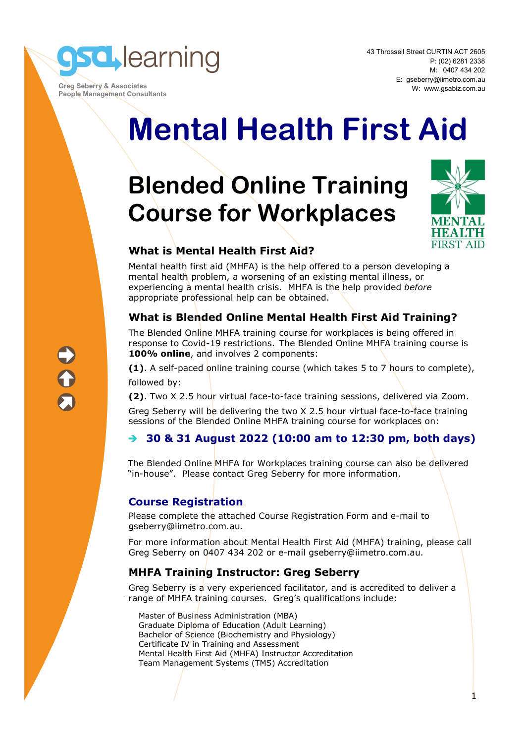gsa learning

Greg Seberry & Associates
People Management Consultants

43 Throssell Street CURTIN ACT 2605
P: (02) 6281 2338
M: 0407 434 202
E: gseberry@iimetro.com.au
W: www.gsabiz.com.au

# Mental Health First Aid

## Blended Online Training Course for Workplaces

MENTAL HEALTH FIRST AID

### What is Mental Health First Aid?

Mental health first aid (MHFA) is the help offered to a person developing a mental health problem, a worsening of an existing mental illness, or experiencing a mental health crisis. MHFA is the help provided *before* appropriate professional help can be obtained.

### What is Blended Online Mental Health First Aid Training?

The Blended Online MHFA training course for workplaces is being offered in response to Covid-19 restrictions. The Blended Online MHFA training course is **100% online**, and involves 2 components:

**(1)**. A self-paced online training course (which takes 5 to 7 hours to complete), followed by:

**(2)**. Two X 2.5 hour virtual face-to-face training sessions, delivered via Zoom.

Greg Seberry will be delivering the two X 2.5 hour virtual face-to-face training sessions of the Blended Online MHFA training course for workplaces on:

➔ **30 & 31 August 2022 (10:00 am to 12:30 pm, both days)**

The Blended Online MHFA for Workplaces training course can also be delivered "in-house". Please contact Greg Seberry for more information.

### Course Registration

Please complete the attached Course Registration Form and e-mail to gseberry@iimetro.com.au.

For more information about Mental Health First Aid (MHFA) training, please call Greg Seberry on 0407 434 202 or e-mail gseberry@iimetro.com.au.

### MHFA Training Instructor: Greg Seberry

Greg Seberry is a very experienced facilitator, and is accredited to deliver a range of MHFA training courses. Greg's qualifications include:

Master of Business Administration (MBA)
Graduate Diploma of Education (Adult Learning)
Bachelor of Science (Biochemistry and Physiology)
Certificate IV in Training and Assessment
Mental Health First Aid (MHFA) Instructor Accreditation
Team Management Systems (TMS) Accreditation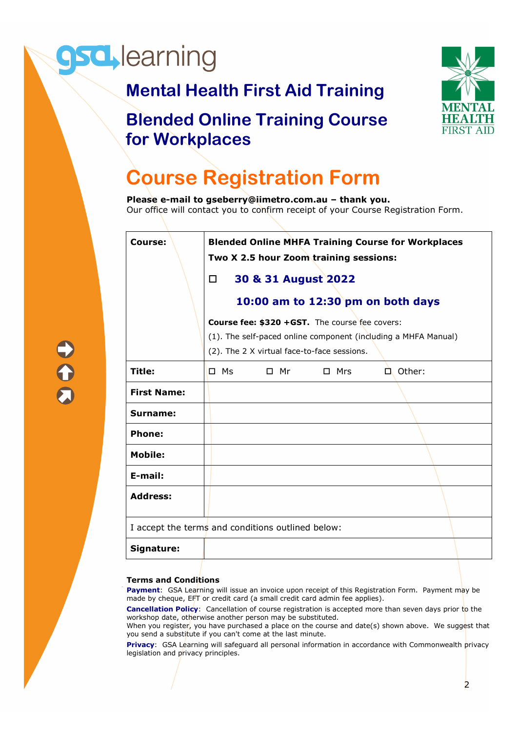gsa learning

# Mental Health First Aid Training

## Blended Online Training Course for Workplaces

MENTAL HEALTH FIRST AID

# Course Registration Form

**Please e-mail to gseberry@iimetro.com.au – thank you.**
Our office will contact you to confirm receipt of your Course Registration Form.

| | |
|---|---|
| **Course:** | **Blended Online MHFA Training Course for Workplaces**<br>**Two X 2.5 hour Zoom training sessions:**<br>☐ **30 & 31 August 2022**<br>**10:00 am to 12:30 pm on both days**<br>**Course fee: $320 +GST.** The course fee covers:<br>(1). The self-paced online component (including a MHFA Manual)<br>(2). The 2 X virtual face-to-face sessions. |
| **Title:** | ☐ Ms ☐ Mr ☐ Mrs ☐ Other: |
| **First Name:** | |
| **Surname:** | |
| **Phone:** | |
| **Mobile:** | |
| **E-mail:** | |
| **Address:** | |
| I accept the terms and conditions outlined below: | |
| **Signature:** | |

**Terms and Conditions**

**Payment**: GSA Learning will issue an invoice upon receipt of this Registration Form. Payment may be made by cheque, EFT or credit card (a small credit card admin fee applies).

**Cancellation Policy**: Cancellation of course registration is accepted more than seven days prior to the workshop date, otherwise another person may be substituted.
When you register, you have purchased a place on the course and date(s) shown above. We suggest that you send a substitute if you can't come at the last minute.

**Privacy**: GSA Learning will safeguard all personal information in accordance with Commonwealth privacy legislation and privacy principles.